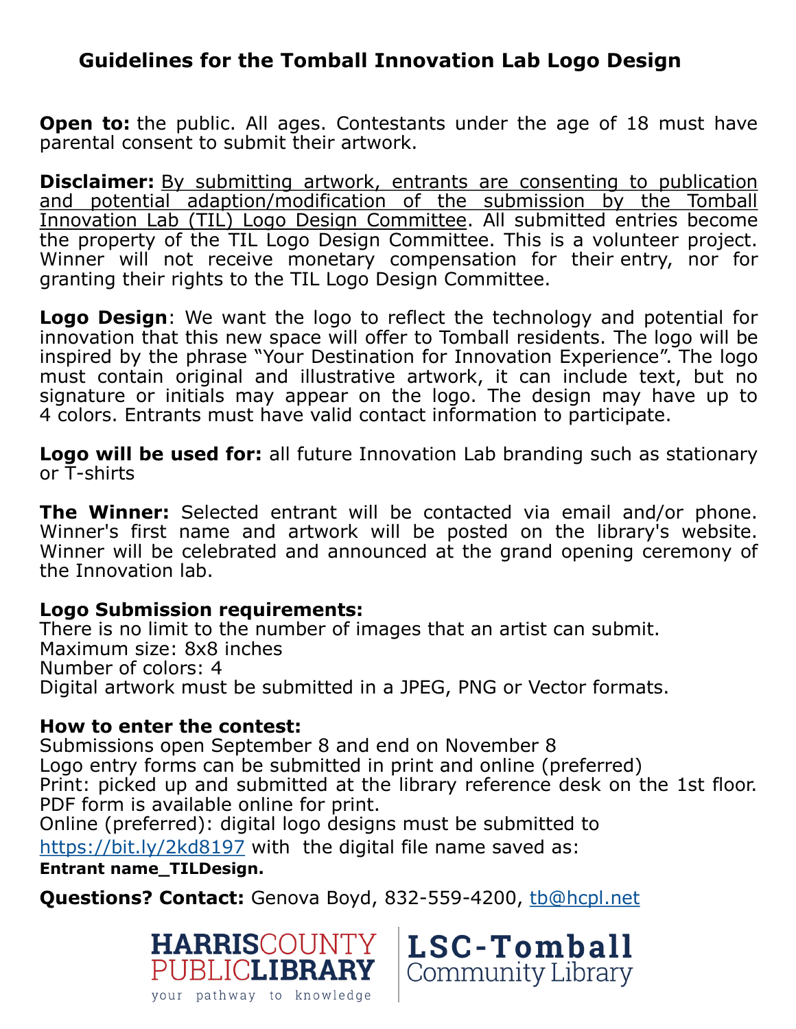# Guidelines for the Tomball Innovation Lab Logo Design

**Open to:** the public. All ages. Contestants under the age of 18 must have parental consent to submit their artwork.

**Disclaimer:** By submitting artwork, entrants are consenting to publication and potential adaption/modification of the submission by the Tomball Innovation Lab (TIL) Logo Design Committee. All submitted entries become the property of the TIL Logo Design Committee. This is a volunteer project. Winner will not receive monetary compensation for their entry, nor for granting their rights to the TIL Logo Design Committee.

**Logo Design**: We want the logo to reflect the technology and potential for innovation that this new space will offer to Tomball residents. The logo will be inspired by the phrase "Your Destination for Innovation Experience". The logo must contain original and illustrative artwork, it can include text, but no signature or initials may appear on the logo. The design may have up to 4 colors. Entrants must have valid contact information to participate.

**Logo will be used for:** all future Innovation Lab branding such as stationary or T-shirts

**The Winner:** Selected entrant will be contacted via email and/or phone. Winner's first name and artwork will be posted on the library's website. Winner will be celebrated and announced at the grand opening ceremony of the Innovation lab.

**Logo Submission requirements:**
There is no limit to the number of images that an artist can submit.
Maximum size: 8x8 inches
Number of colors: 4
Digital artwork must be submitted in a JPEG, PNG or Vector formats.

**How to enter the contest:**
Submissions open September 8 and end on November 8
Logo entry forms can be submitted in print and online (preferred)
Print: picked up and submitted at the library reference desk on the 1st floor. PDF form is available online for print.
Online (preferred): digital logo designs must be submitted to https://bit.ly/2kd8197 with the digital file name saved as:
**Entrant name_TILDesign.**

**Questions? Contact:** Genova Boyd, 832-559-4200, tb@hcpl.net

HARRIS COUNTY PUBLIC LIBRARY
your pathway to knowledge

LSC-Tomball Community Library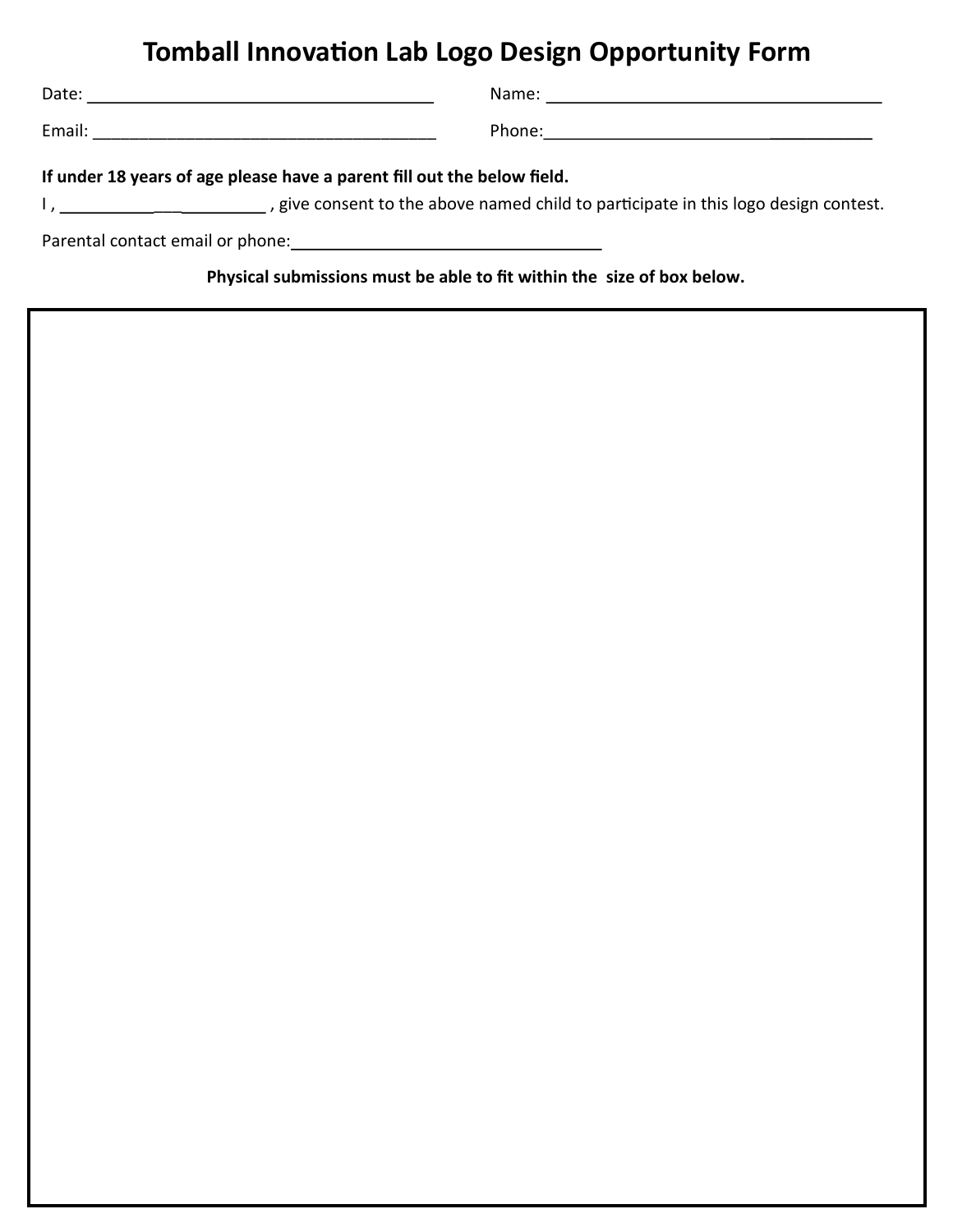# Tomball Innovation Lab Logo Design Opportunity Form

Date: ______________________________________ Name: ______________________________________

Email: ______________________________________ Phone: ______________________________________

**If under 18 years of age please have a parent fill out the below field.**

I , ______________________ , give consent to the above named child to participate in this logo design contest.

Parental contact email or phone: __________________________________

**Physical submissions must be able to fit within the size of box below.**